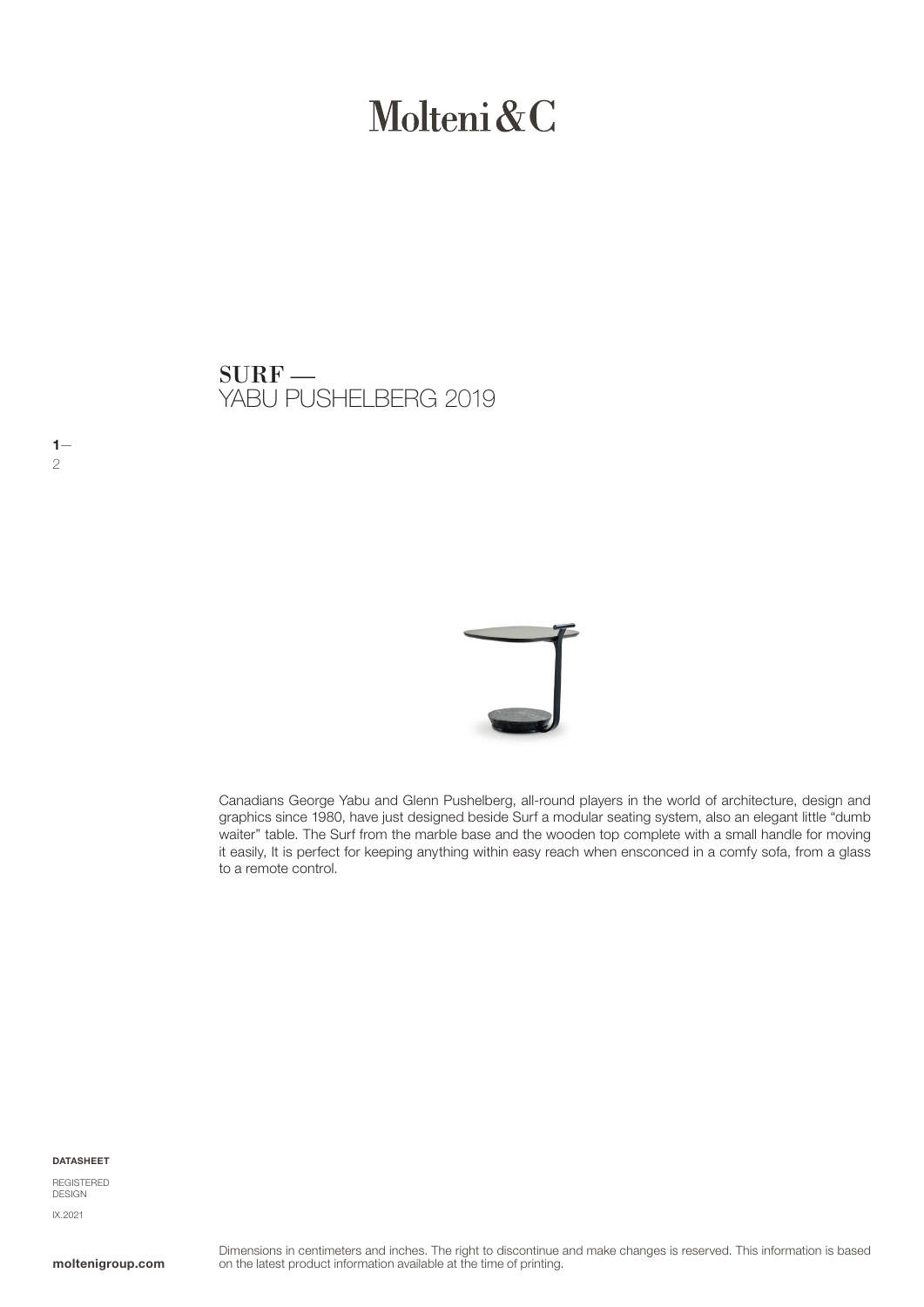# Molteni&C

## SURF — YABU PUSHELBERG 2019

Canadians George Yabu and Glenn Pushelberg, all-round players in the world of architecture, design and graphics since 1980, have just designed beside Surf a modular seating system, also an elegant little "dumb waiter" table. The Surf from the marble base and the wooden top complete with a small handle for moving it easily, It is perfect for keeping anything within easy reach when ensconced in a comfy sofa, from a glass to a remote control.

**DATASHEET**

REGISTERED DESIGN

IX.2021

**moltenigroup.com**

Dimensions in centimeters and inches. The right to discontinue and make changes is reserved. This information is based on the latest product information available at the time of printing.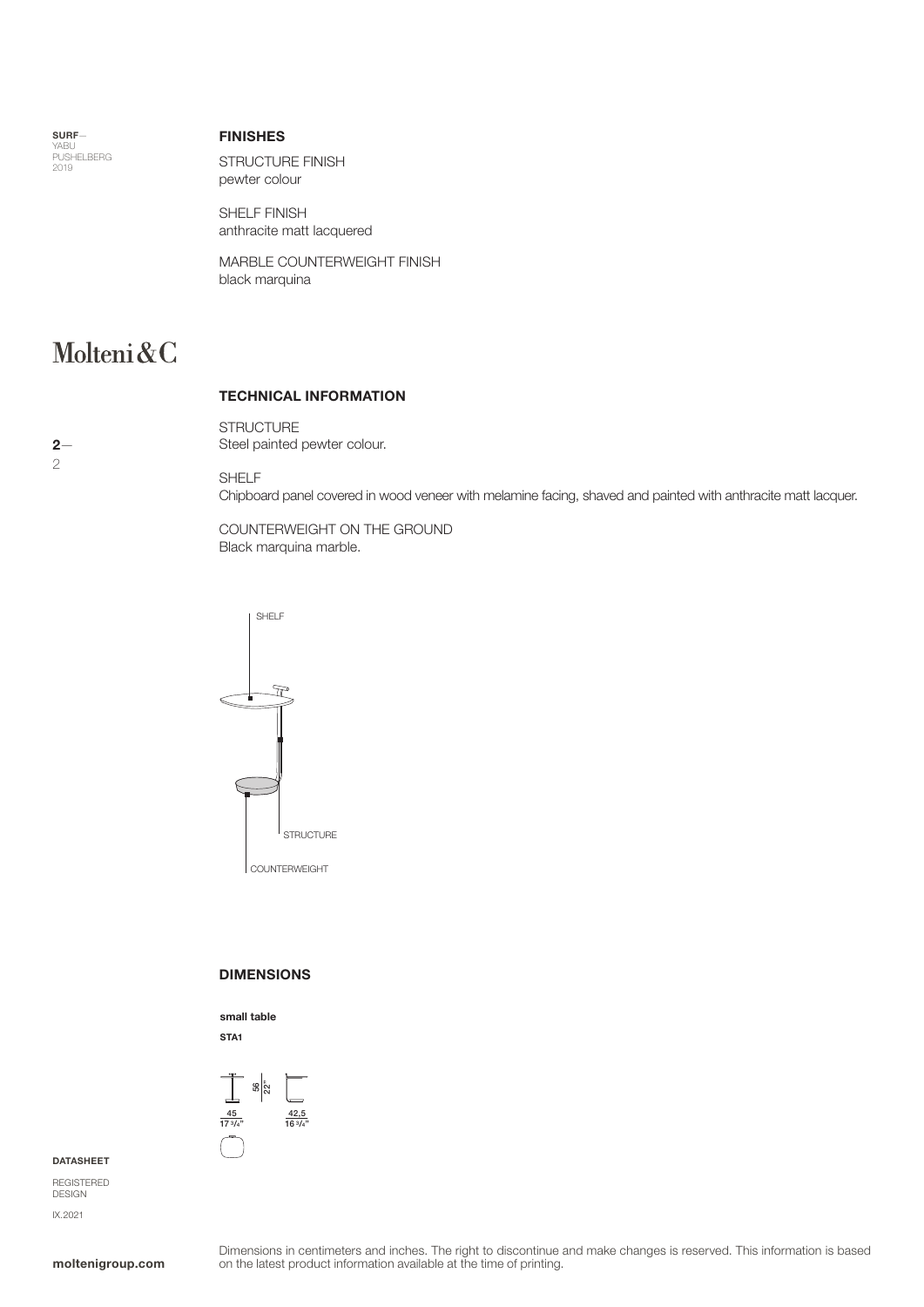SURF—
YABU
PUSHELBERG
2019

## FINISHES

STRUCTURE FINISH
pewter colour

SHELF FINISH
anthracite matt lacquered

MARBLE COUNTERWEIGHT FINISH
black marquina

Molteni&C

## TECHNICAL INFORMATION

STRUCTURE
Steel painted pewter colour.

SHELF
Chipboard panel covered in wood veneer with melamine facing, shaved and painted with anthracite matt lacquer.

COUNTERWEIGHT ON THE GROUND
Black marquina marble.

SHELF

STRUCTURE

COUNTERWEIGHT

## DIMENSIONS

**small table**

**STA1**

56
22"

45
17 3/4"

42,5
16 3/4"

**DATASHEET**

REGISTERED
DESIGN

IX.2021

**moltenigroup.com**

Dimensions in centimeters and inches. The right to discontinue and make changes is reserved. This information is based on the latest product information available at the time of printing.